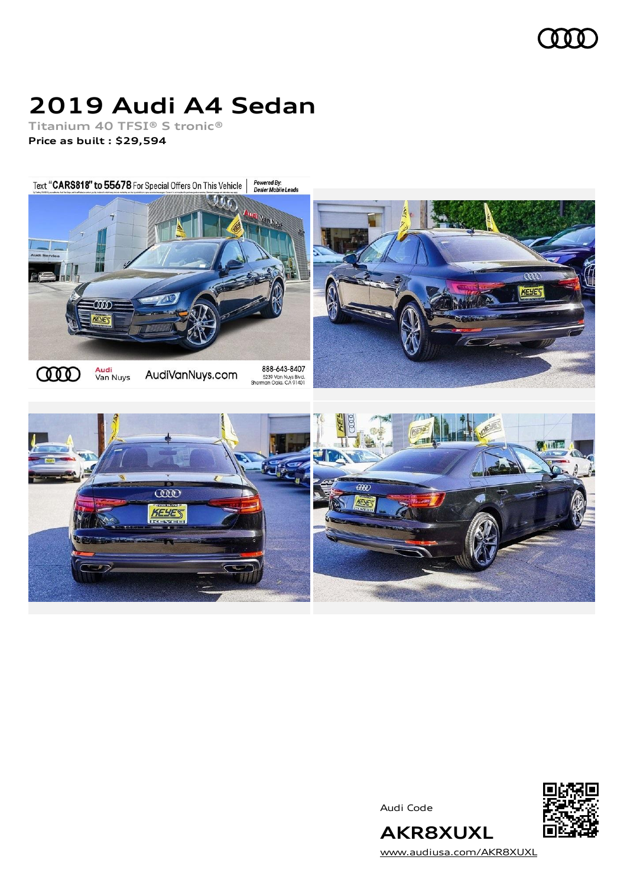# 2019 Audi A4 Sedan

Titanium 40 TFSI® S tronic®

**Price as built : $29,594**

Audi Code

**AKR8XUXL**

www.audiusa.com/AKR8XUXL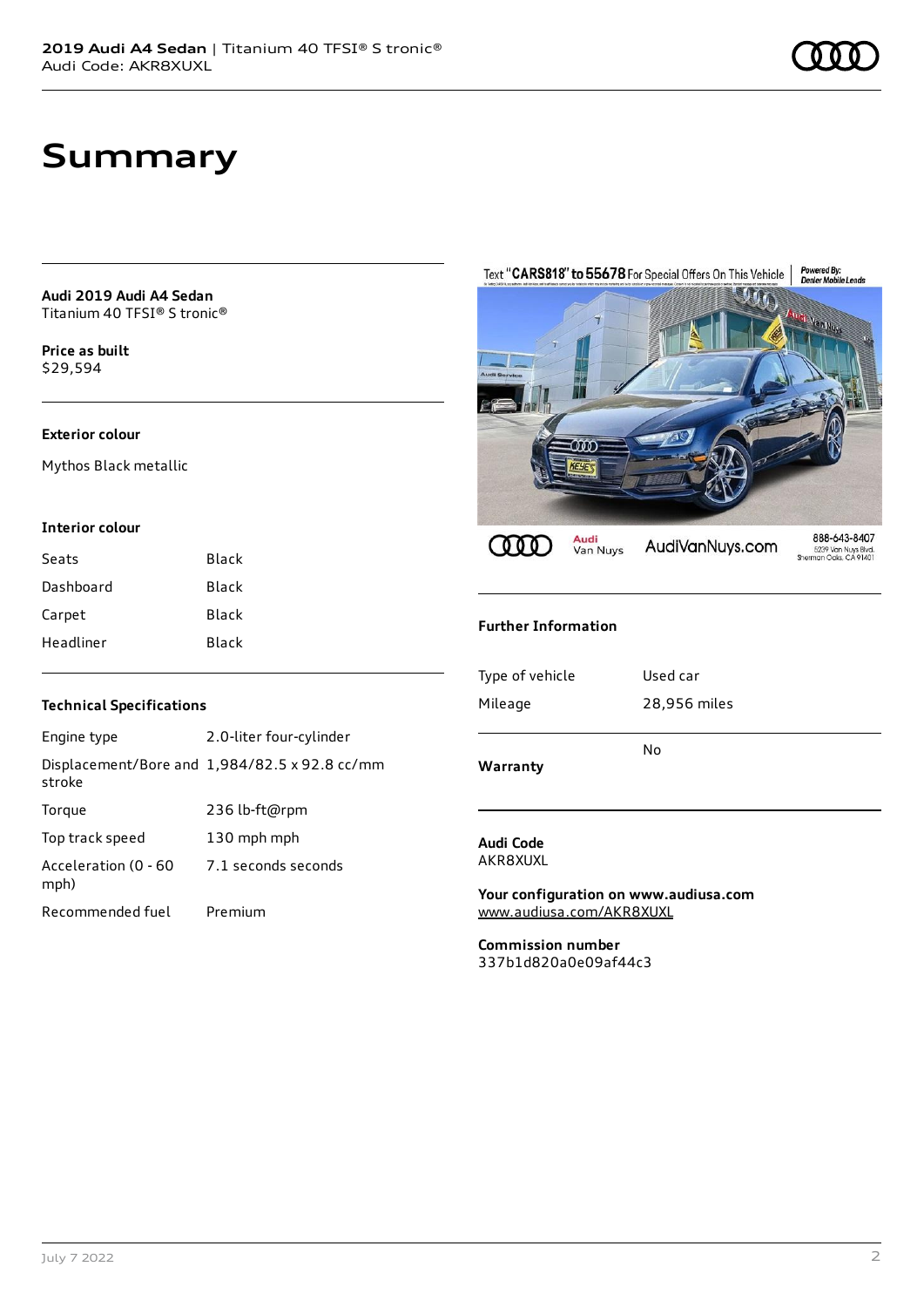# Summary

**Audi 2019 Audi A4 Sedan**
Titanium 40 TFSI® S tronic®

**Price as built**
$29,594

### Exterior colour

Mythos Black metallic

### Interior colour

| | |
|---|---|
| Seats | Black |
| Dashboard | Black |
| Carpet | Black |
| Headliner | Black |

### Technical Specifications

| | |
|---|---|
| Engine type | 2.0-liter four-cylinder |
| Displacement/Bore and stroke | 1,984/82.5 x 92.8 cc/mm |
| Torque | 236 lb-ft@rpm |
| Top track speed | 130 mph mph |
| Acceleration (0 - 60 mph) | 7.1 seconds seconds |
| Recommended fuel | Premium |

### Further Information

| | |
|---|---|
| Type of vehicle | Used car |
| Mileage | 28,956 miles |
| **Warranty** | No |

**Audi Code**
AKR8XUXL

**Your configuration on www.audiusa.com**
www.audiusa.com/AKR8XUXL

**Commission number**
337b1d820a0e09af44c3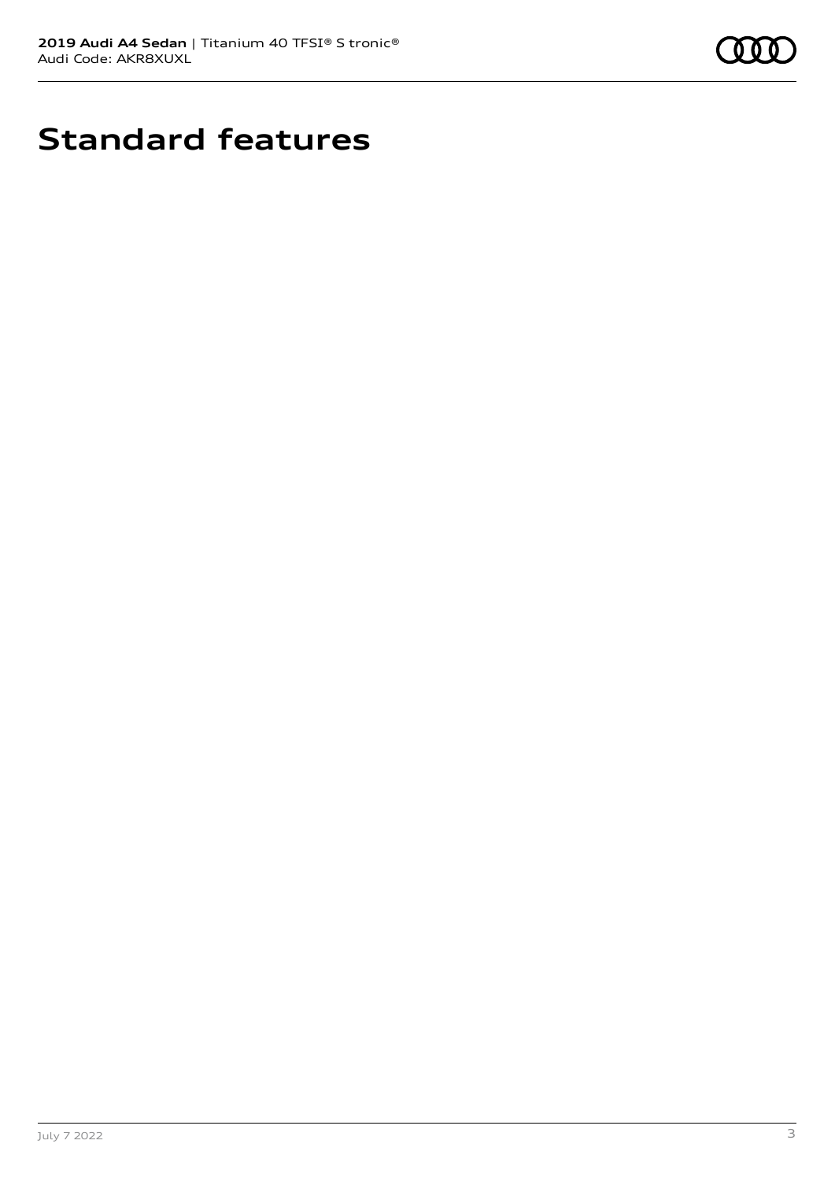# Standard features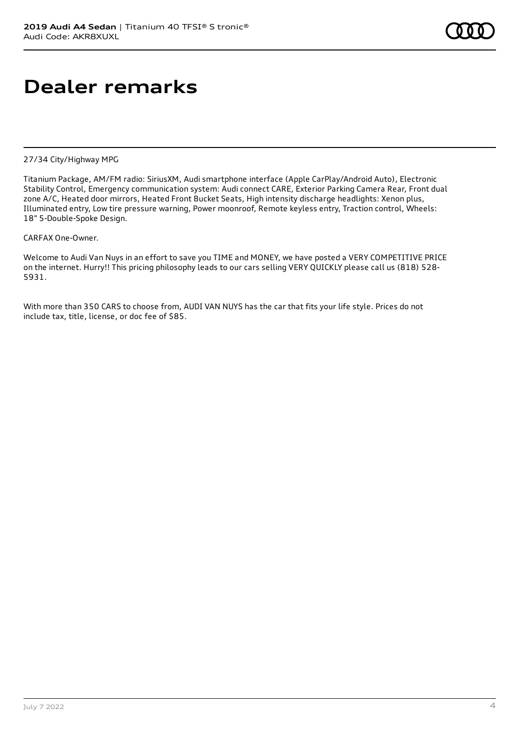# Dealer remarks

27/34 City/Highway MPG

Titanium Package, AM/FM radio: SiriusXM, Audi smartphone interface (Apple CarPlay/Android Auto), Electronic Stability Control, Emergency communication system: Audi connect CARE, Exterior Parking Camera Rear, Front dual zone A/C, Heated door mirrors, Heated Front Bucket Seats, High intensity discharge headlights: Xenon plus, Illuminated entry, Low tire pressure warning, Power moonroof, Remote keyless entry, Traction control, Wheels: 18" 5-Double-Spoke Design.

CARFAX One-Owner.

Welcome to Audi Van Nuys in an effort to save you TIME and MONEY, we have posted a VERY COMPETITIVE PRICE on the internet. Hurry!! This pricing philosophy leads to our cars selling VERY QUICKLY please call us (818) 528-5931.

With more than 350 CARS to choose from, AUDI VAN NUYS has the car that fits your life style. Prices do not include tax, title, license, or doc fee of $85.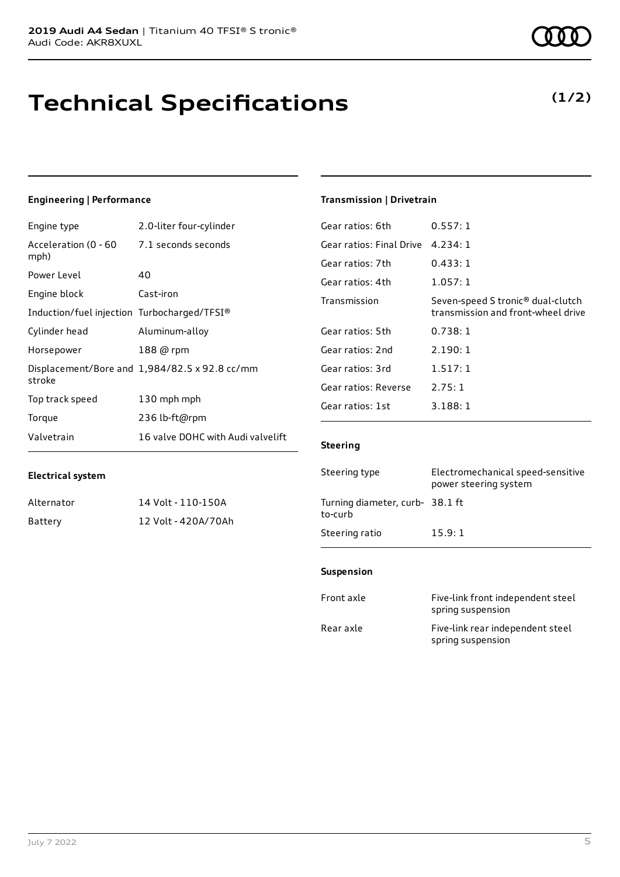**2019 Audi A4 Sedan** | Titanium 40 TFSI® S tronic®
Audi Code: AKR8XUXL

# Technical Specifications

**(1/2)**

### Engineering | Performance

| | |
|---|---|
| Engine type | 2.0-liter four-cylinder |
| Acceleration (0 - 60 mph) | 7.1 seconds seconds |
| Power Level | 40 |
| Engine block | Cast-iron |
| Induction/fuel injection | Turbocharged/TFSI® |
| Cylinder head | Aluminum-alloy |
| Horsepower | 188 @ rpm |
| Displacement/Bore and stroke | 1,984/82.5 x 92.8 cc/mm |
| Top track speed | 130 mph mph |
| Torque | 236 lb-ft@rpm |
| Valvetrain | 16 valve DOHC with Audi valvelift |

### Electrical system

| | |
|---|---|
| Alternator | 14 Volt - 110-150A |
| Battery | 12 Volt - 420A/70Ah |

### Transmission | Drivetrain

| | |
|---|---|
| Gear ratios: 6th | 0.557: 1 |
| Gear ratios: Final Drive | 4.234: 1 |
| Gear ratios: 7th | 0.433: 1 |
| Gear ratios: 4th | 1.057: 1 |
| Transmission | Seven-speed S tronic® dual-clutch transmission and front-wheel drive |
| Gear ratios: 5th | 0.738: 1 |
| Gear ratios: 2nd | 2.190: 1 |
| Gear ratios: 3rd | 1.517: 1 |
| Gear ratios: Reverse | 2.75: 1 |
| Gear ratios: 1st | 3.188: 1 |

### Steering

| | |
|---|---|
| Steering type | Electromechanical speed-sensitive power steering system |
| Turning diameter, curb-to-curb | 38.1 ft |
| Steering ratio | 15.9: 1 |

### Suspension

| | |
|---|---|
| Front axle | Five-link front independent steel spring suspension |
| Rear axle | Five-link rear independent steel spring suspension |

July 7 2022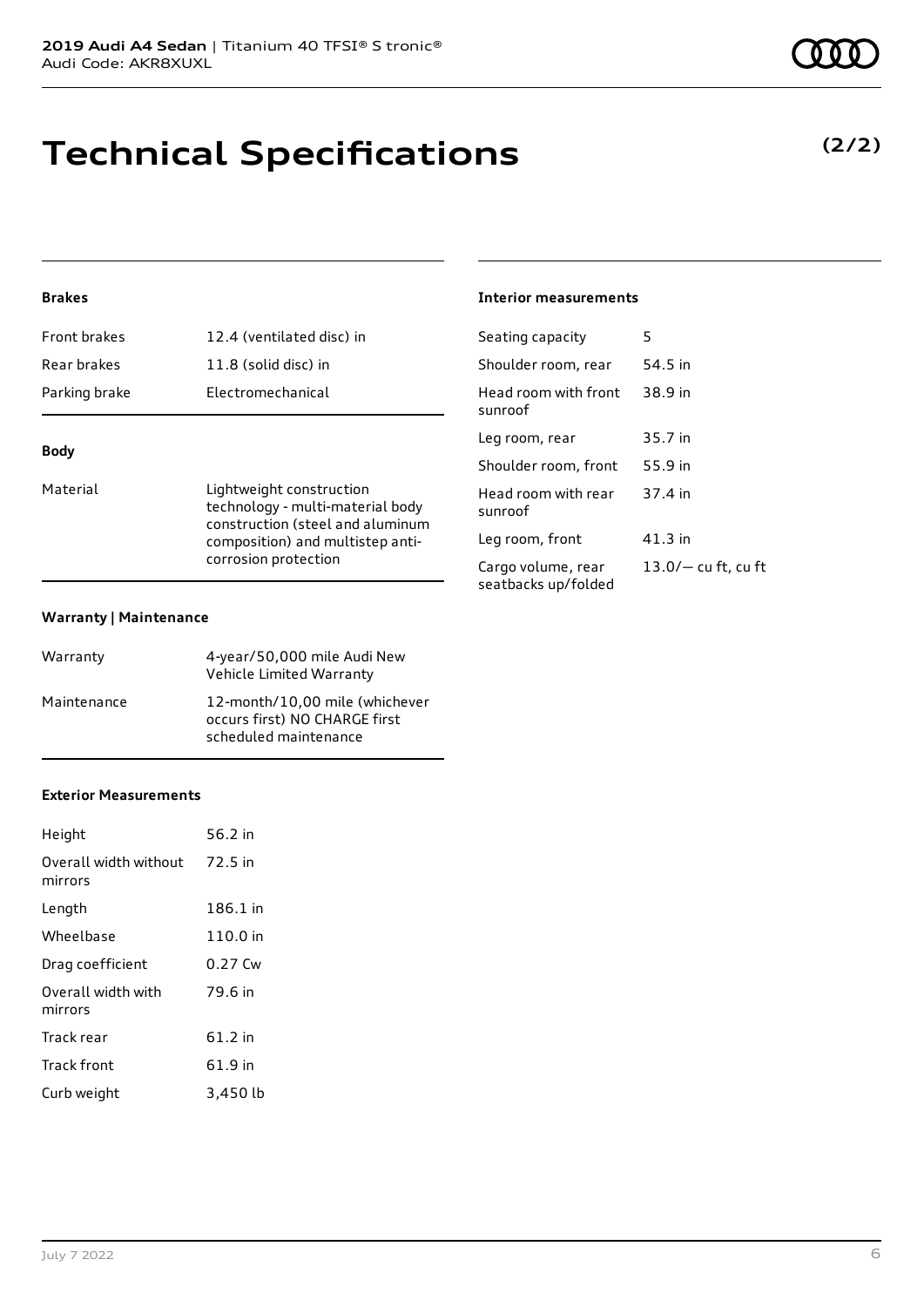# Technical Specifications

**(2/2)**

### Brakes

| | |
|---|---|
| Front brakes | 12.4 (ventilated disc) in |
| Rear brakes | 11.8 (solid disc) in |
| Parking brake | Electromechanical |

### Body

| | |
|---|---|
| Material | Lightweight construction technology - multi-material body construction (steel and aluminum composition) and multistep anti-corrosion protection |

### Warranty | Maintenance

| | |
|---|---|
| Warranty | 4-year/50,000 mile Audi New Vehicle Limited Warranty |
| Maintenance | 12-month/10,00 mile (whichever occurs first) NO CHARGE first scheduled maintenance |

### Exterior Measurements

| | |
|---|---|
| Height | 56.2 in |
| Overall width without mirrors | 72.5 in |
| Length | 186.1 in |
| Wheelbase | 110.0 in |
| Drag coefficient | 0.27 Cw |
| Overall width with mirrors | 79.6 in |
| Track rear | 61.2 in |
| Track front | 61.9 in |
| Curb weight | 3,450 lb |

### Interior measurements

| | |
|---|---|
| Seating capacity | 5 |
| Shoulder room, rear | 54.5 in |
| Head room with front sunroof | 38.9 in |
| Leg room, rear | 35.7 in |
| Shoulder room, front | 55.9 in |
| Head room with rear sunroof | 37.4 in |
| Leg room, front | 41.3 in |
| Cargo volume, rear seatbacks up/folded | 13.0/— cu ft, cu ft |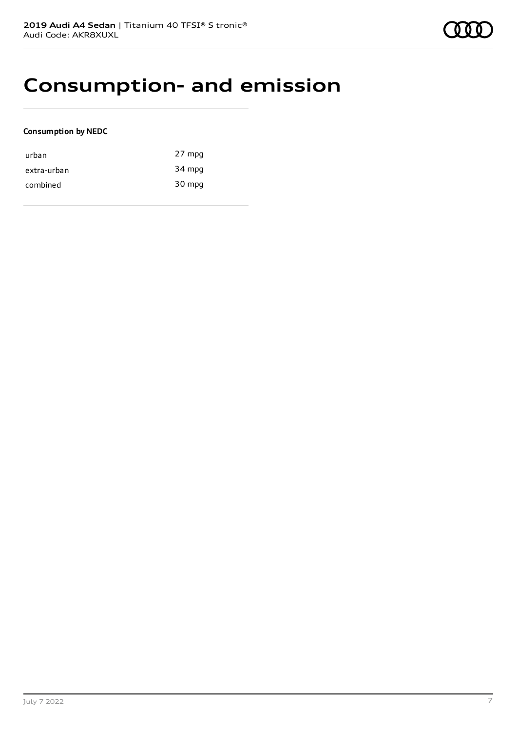# Consumption- and emission

**Consumption by NEDC**

| | |
|---|---|
| urban | 27 mpg |
| extra-urban | 34 mpg |
| combined | 30 mpg |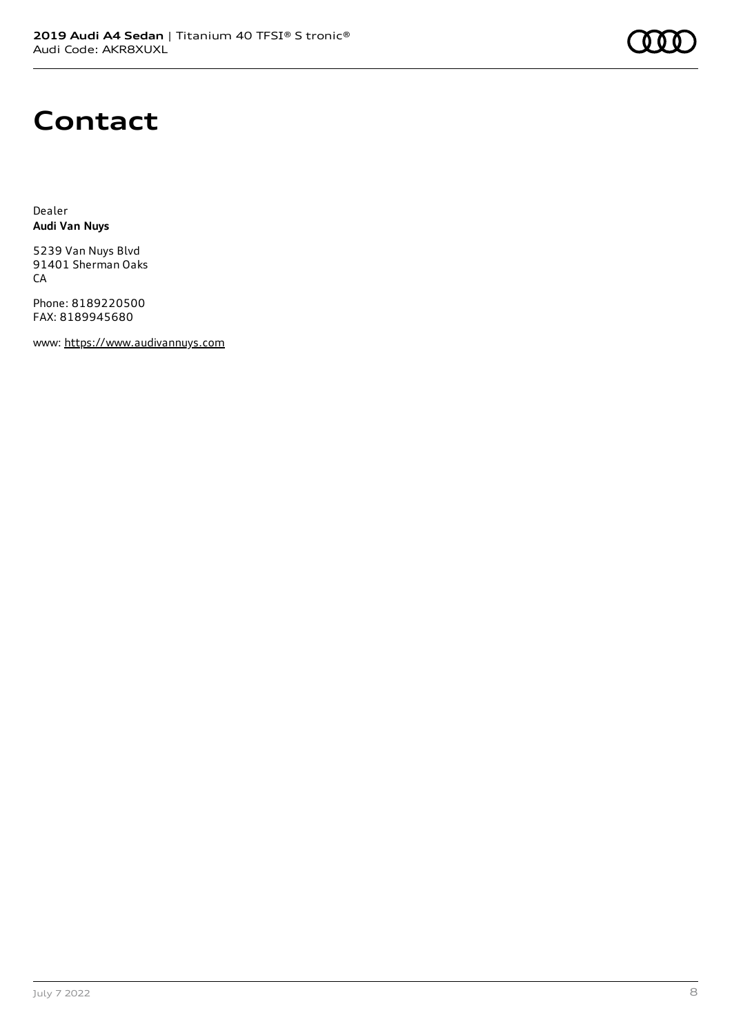# Contact

Dealer
**Audi Van Nuys**

5239 Van Nuys Blvd
91401 Sherman Oaks
CA

Phone: 8189220500
FAX: 8189945680

www: https://www.audivannuys.com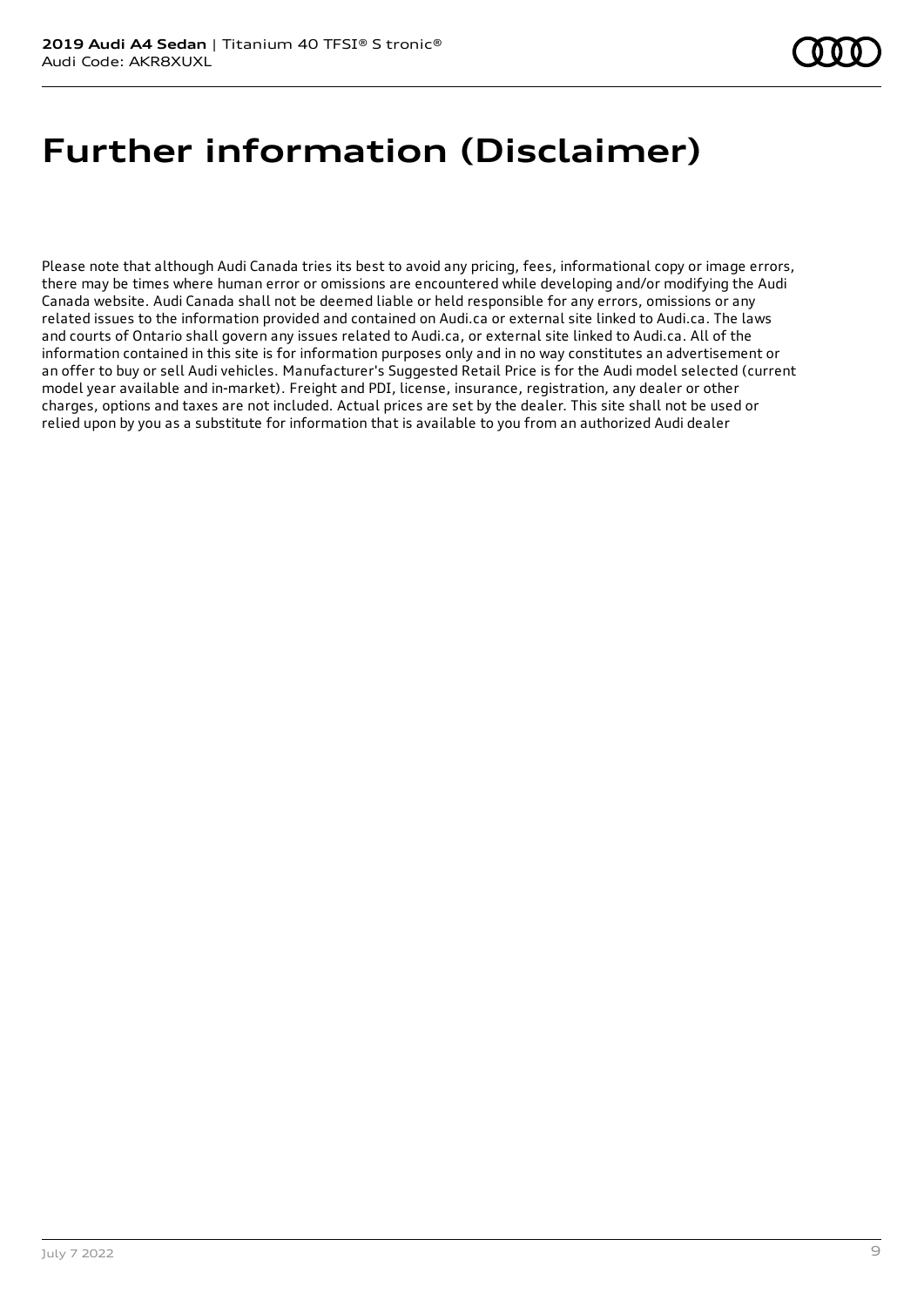# Further information (Disclaimer)

Please note that although Audi Canada tries its best to avoid any pricing, fees, informational copy or image errors, there may be times where human error or omissions are encountered while developing and/or modifying the Audi Canada website. Audi Canada shall not be deemed liable or held responsible for any errors, omissions or any related issues to the information provided and contained on Audi.ca or external site linked to Audi.ca. The laws and courts of Ontario shall govern any issues related to Audi.ca, or external site linked to Audi.ca. All of the information contained in this site is for information purposes only and in no way constitutes an advertisement or an offer to buy or sell Audi vehicles. Manufacturer's Suggested Retail Price is for the Audi model selected (current model year available and in-market). Freight and PDI, license, insurance, registration, any dealer or other charges, options and taxes are not included. Actual prices are set by the dealer. This site shall not be used or relied upon by you as a substitute for information that is available to you from an authorized Audi dealer